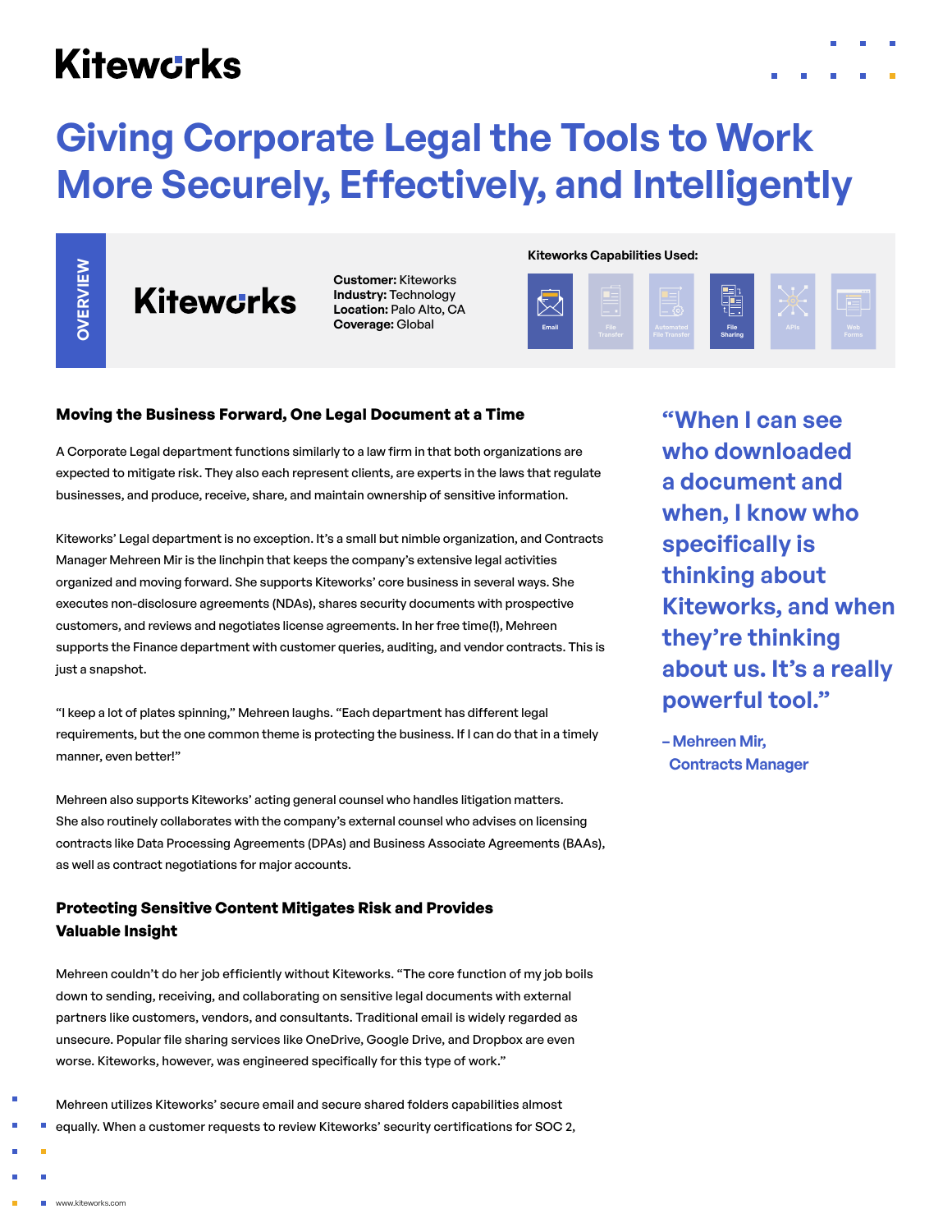Kiteworks

# Giving Corporate Legal the Tools to Work More Securely, Effectively, and Intelligently

**OVERVIEW**

Kiteworks

**Customer:** Kiteworks
**Industry:** Technology
**Location:** Palo Alto, CA
**Coverage:** Global

**Kiteworks Capabilities Used:**

Email | File Transfer | Automated File Transfer | File Sharing | APIs | Web Forms

## Moving the Business Forward, One Legal Document at a Time

A Corporate Legal department functions similarly to a law firm in that both organizations are expected to mitigate risk. They also each represent clients, are experts in the laws that regulate businesses, and produce, receive, share, and maintain ownership of sensitive information.

Kiteworks' Legal department is no exception. It's a small but nimble organization, and Contracts Manager Mehreen Mir is the linchpin that keeps the company's extensive legal activities organized and moving forward. She supports Kiteworks' core business in several ways. She executes non-disclosure agreements (NDAs), shares security documents with prospective customers, and reviews and negotiates license agreements. In her free time(!), Mehreen supports the Finance department with customer queries, auditing, and vendor contracts. This is just a snapshot.

"I keep a lot of plates spinning," Mehreen laughs. "Each department has different legal requirements, but the one common theme is protecting the business. If I can do that in a timely manner, even better!"

Mehreen also supports Kiteworks' acting general counsel who handles litigation matters. She also routinely collaborates with the company's external counsel who advises on licensing contracts like Data Processing Agreements (DPAs) and Business Associate Agreements (BAAs), as well as contract negotiations for major accounts.

## Protecting Sensitive Content Mitigates Risk and Provides Valuable Insight

Mehreen couldn't do her job efficiently without Kiteworks. "The core function of my job boils down to sending, receiving, and collaborating on sensitive legal documents with external partners like customers, vendors, and consultants. Traditional email is widely regarded as unsecure. Popular file sharing services like OneDrive, Google Drive, and Dropbox are even worse. Kiteworks, however, was engineered specifically for this type of work."

Mehreen utilizes Kiteworks' secure email and secure shared folders capabilities almost equally. When a customer requests to review Kiteworks' security certifications for SOC 2,

> **"When I can see who downloaded a document and when, I know who specifically is thinking about Kiteworks, and when they're thinking about us. It's a really powerful tool."**
>
> **– Mehreen Mir, Contracts Manager**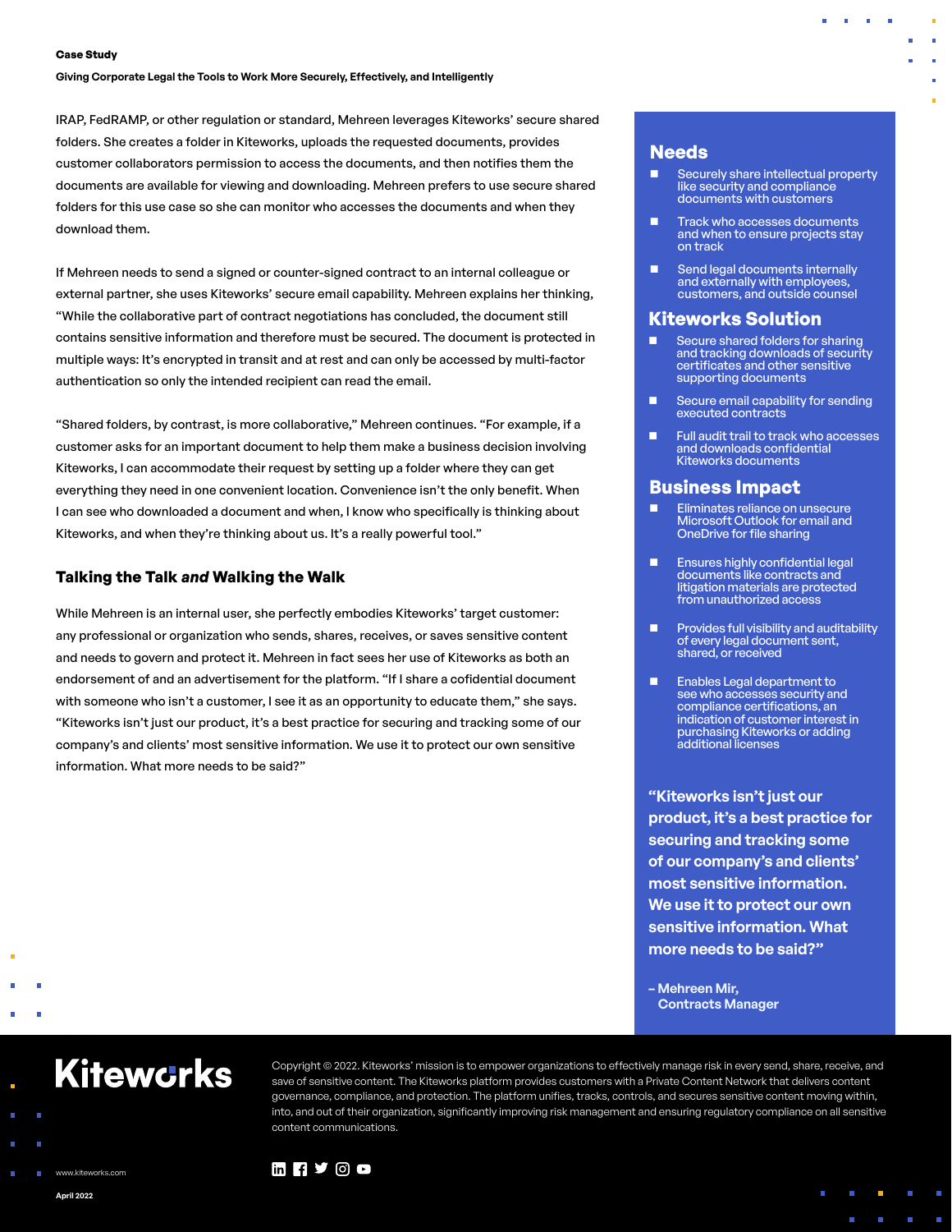IRAP, FedRAMP, or other regulation or standard, Mehreen leverages Kiteworks' secure shared folders. She creates a folder in Kiteworks, uploads the requested documents, provides customer collaborators permission to access the documents, and then notifies them the documents are available for viewing and downloading. Mehreen prefers to use secure shared folders for this use case so she can monitor who accesses the documents and when they download them.

If Mehreen needs to send a signed or counter-signed contract to an internal colleague or external partner, she uses Kiteworks' secure email capability. Mehreen explains her thinking, "While the collaborative part of contract negotiations has concluded, the document still contains sensitive information and therefore must be secured. The document is protected in multiple ways: It's encrypted in transit and at rest and can only be accessed by multi-factor authentication so only the intended recipient can read the email.

"Shared folders, by contrast, is more collaborative," Mehreen continues. "For example, if a customer asks for an important document to help them make a business decision involving Kiteworks, I can accommodate their request by setting up a folder where they can get everything they need in one convenient location. Convenience isn't the only benefit. When I can see who downloaded a document and when, I know who specifically is thinking about Kiteworks, and when they're thinking about us. It's a really powerful tool."

## Talking the Talk *and* Walking the Walk

While Mehreen is an internal user, she perfectly embodies Kiteworks' target customer: any professional or organization who sends, shares, receives, or saves sensitive content and needs to govern and protect it. Mehreen in fact sees her use of Kiteworks as both an endorsement of and an advertisement for the platform. "If I share a cofidential document with someone who isn't a customer, I see it as an opportunity to educate them," she says. "Kiteworks isn't just our product, it's a best practice for securing and tracking some of our company's and clients' most sensitive information. We use it to protect our own sensitive information. What more needs to be said?"

## Needs

- Securely share intellectual property like security and compliance documents with customers
- Track who accesses documents and when to ensure projects stay on track
- Send legal documents internally and externally with employees, customers, and outside counsel

## Kiteworks Solution

- Secure shared folders for sharing and tracking downloads of security certificates and other sensitive supporting documents
- Secure email capability for sending executed contracts
- Full audit trail to track who accesses and downloads confidential Kiteworks documents

## Business Impact

- Eliminates reliance on unsecure Microsoft Outlook for email and OneDrive for file sharing
- Ensures highly confidential legal documents like contracts and litigation materials are protected from unauthorized access
- Provides full visibility and auditability of every legal document sent, shared, or received
- Enables Legal department to see who accesses security and compliance certifications, an indication of customer interest in purchasing Kiteworks or adding additional licenses

**"Kiteworks isn't just our product, it's a best practice for securing and tracking some of our company's and clients' most sensitive information. We use it to protect our own sensitive information. What more needs to be said?"**

**– Mehreen Mir, Contracts Manager**

Kiteworks

Copyright © 2022. Kiteworks' mission is to empower organizations to effectively manage risk in every send, share, receive, and save of sensitive content. The Kiteworks platform provides customers with a Private Content Network that delivers content governance, compliance, and protection. The platform unifies, tracks, controls, and secures sensitive content moving within, into, and out of their organization, significantly improving risk management and ensuring regulatory compliance on all sensitive content communications.

www.kiteworks.com

April 2022